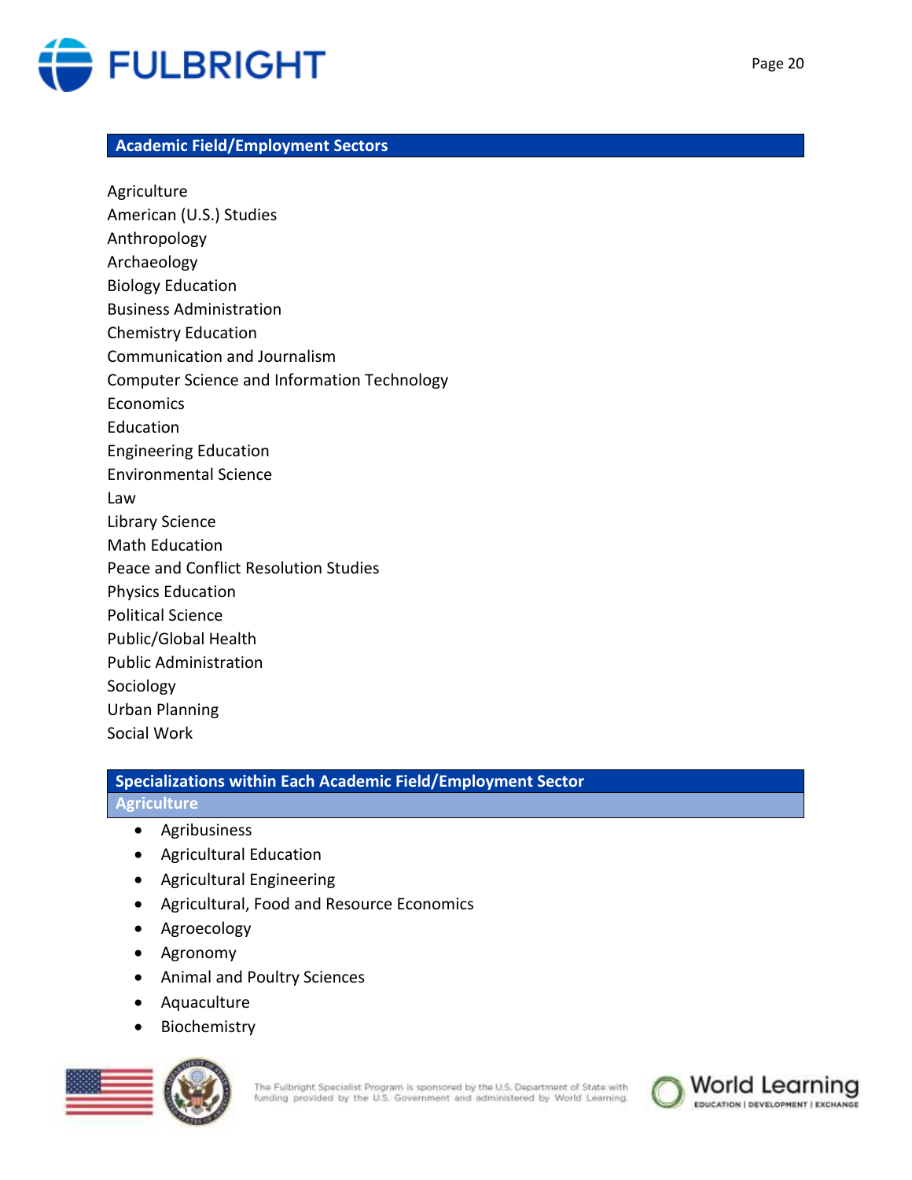## Academic Field/Employment Sectors

Agriculture
American (U.S.) Studies
Anthropology
Archaeology
Biology Education
Business Administration
Chemistry Education
Communication and Journalism
Computer Science and Information Technology
Economics
Education
Engineering Education
Environmental Science
Law
Library Science
Math Education
Peace and Conflict Resolution Studies
Physics Education
Political Science
Public/Global Health
Public Administration
Sociology
Urban Planning
Social Work

## Specializations within Each Academic Field/Employment Sector

### Agriculture

- Agribusiness
- Agricultural Education
- Agricultural Engineering
- Agricultural, Food and Resource Economics
- Agroecology
- Agronomy
- Animal and Poultry Sciences
- Aquaculture
- Biochemistry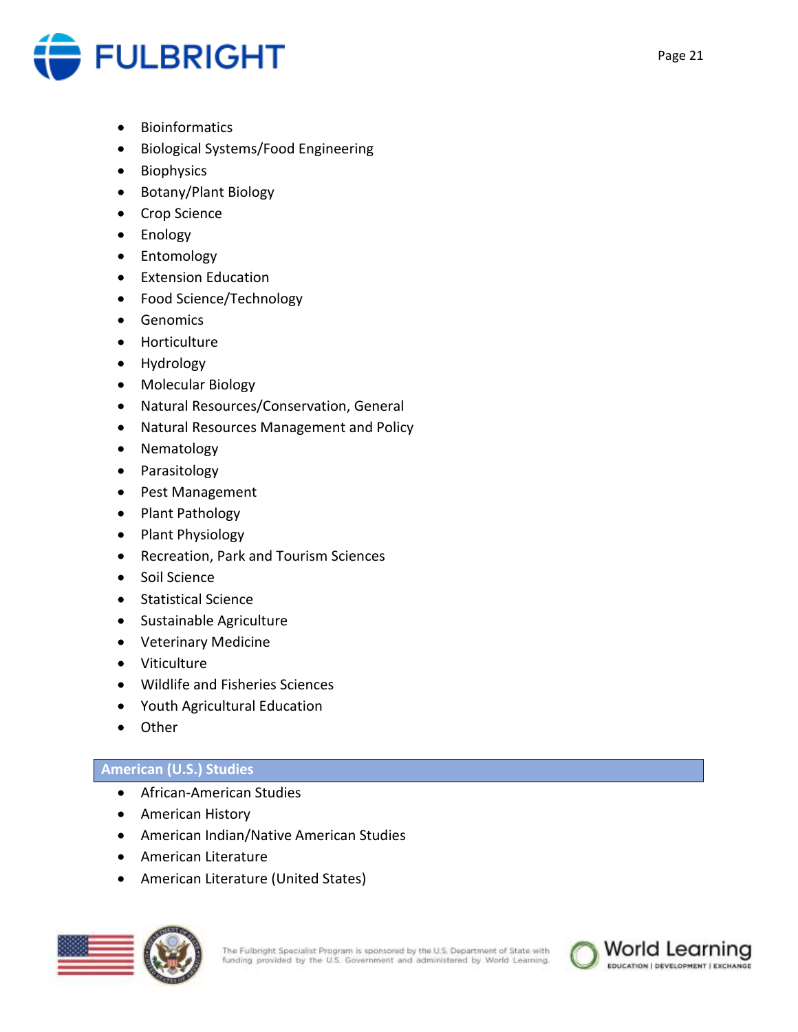- Bioinformatics
- Biological Systems/Food Engineering
- Biophysics
- Botany/Plant Biology
- Crop Science
- Enology
- Entomology
- Extension Education
- Food Science/Technology
- Genomics
- Horticulture
- Hydrology
- Molecular Biology
- Natural Resources/Conservation, General
- Natural Resources Management and Policy
- Nematology
- Parasitology
- Pest Management
- Plant Pathology
- Plant Physiology
- Recreation, Park and Tourism Sciences
- Soil Science
- Statistical Science
- Sustainable Agriculture
- Veterinary Medicine
- Viticulture
- Wildlife and Fisheries Sciences
- Youth Agricultural Education
- Other

## American (U.S.) Studies

- African-American Studies
- American History
- American Indian/Native American Studies
- American Literature
- American Literature (United States)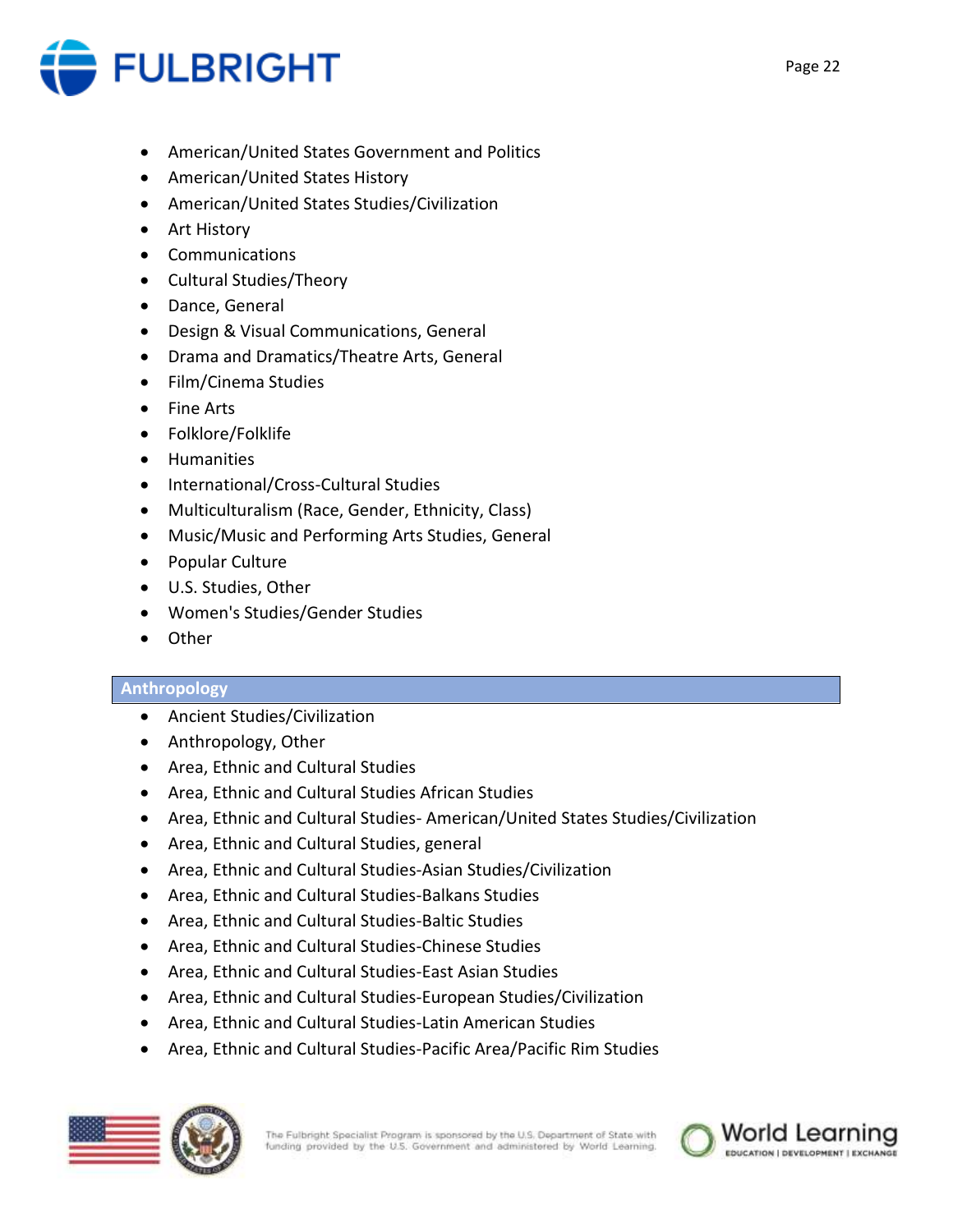- American/United States Government and Politics
- American/United States History
- American/United States Studies/Civilization
- Art History
- Communications
- Cultural Studies/Theory
- Dance, General
- Design & Visual Communications, General
- Drama and Dramatics/Theatre Arts, General
- Film/Cinema Studies
- Fine Arts
- Folklore/Folklife
- Humanities
- International/Cross-Cultural Studies
- Multiculturalism (Race, Gender, Ethnicity, Class)
- Music/Music and Performing Arts Studies, General
- Popular Culture
- U.S. Studies, Other
- Women's Studies/Gender Studies
- Other

## Anthropology

- Ancient Studies/Civilization
- Anthropology, Other
- Area, Ethnic and Cultural Studies
- Area, Ethnic and Cultural Studies African Studies
- Area, Ethnic and Cultural Studies- American/United States Studies/Civilization
- Area, Ethnic and Cultural Studies, general
- Area, Ethnic and Cultural Studies-Asian Studies/Civilization
- Area, Ethnic and Cultural Studies-Balkans Studies
- Area, Ethnic and Cultural Studies-Baltic Studies
- Area, Ethnic and Cultural Studies-Chinese Studies
- Area, Ethnic and Cultural Studies-East Asian Studies
- Area, Ethnic and Cultural Studies-European Studies/Civilization
- Area, Ethnic and Cultural Studies-Latin American Studies
- Area, Ethnic and Cultural Studies-Pacific Area/Pacific Rim Studies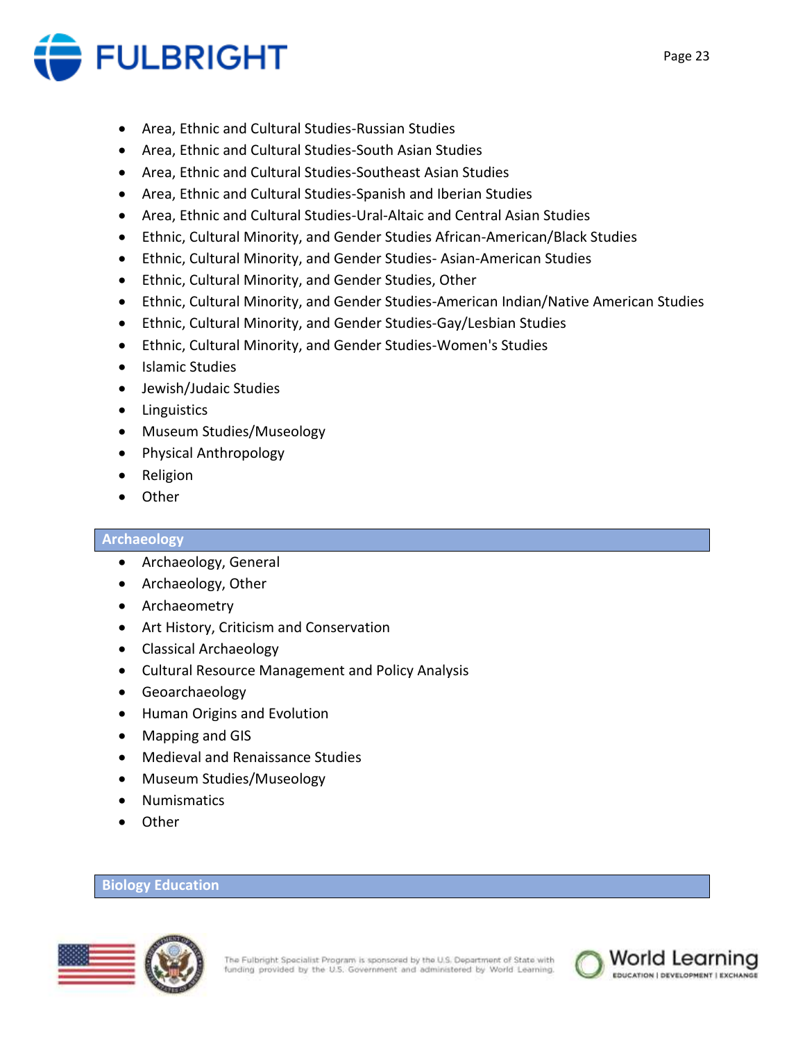- Area, Ethnic and Cultural Studies-Russian Studies
- Area, Ethnic and Cultural Studies-South Asian Studies
- Area, Ethnic and Cultural Studies-Southeast Asian Studies
- Area, Ethnic and Cultural Studies-Spanish and Iberian Studies
- Area, Ethnic and Cultural Studies-Ural-Altaic and Central Asian Studies
- Ethnic, Cultural Minority, and Gender Studies African-American/Black Studies
- Ethnic, Cultural Minority, and Gender Studies- Asian-American Studies
- Ethnic, Cultural Minority, and Gender Studies, Other
- Ethnic, Cultural Minority, and Gender Studies-American Indian/Native American Studies
- Ethnic, Cultural Minority, and Gender Studies-Gay/Lesbian Studies
- Ethnic, Cultural Minority, and Gender Studies-Women's Studies
- Islamic Studies
- Jewish/Judaic Studies
- Linguistics
- Museum Studies/Museology
- Physical Anthropology
- Religion
- Other

## Archaeology

- Archaeology, General
- Archaeology, Other
- Archaeometry
- Art History, Criticism and Conservation
- Classical Archaeology
- Cultural Resource Management and Policy Analysis
- Geoarchaeology
- Human Origins and Evolution
- Mapping and GIS
- Medieval and Renaissance Studies
- Museum Studies/Museology
- Numismatics
- Other

## Biology Education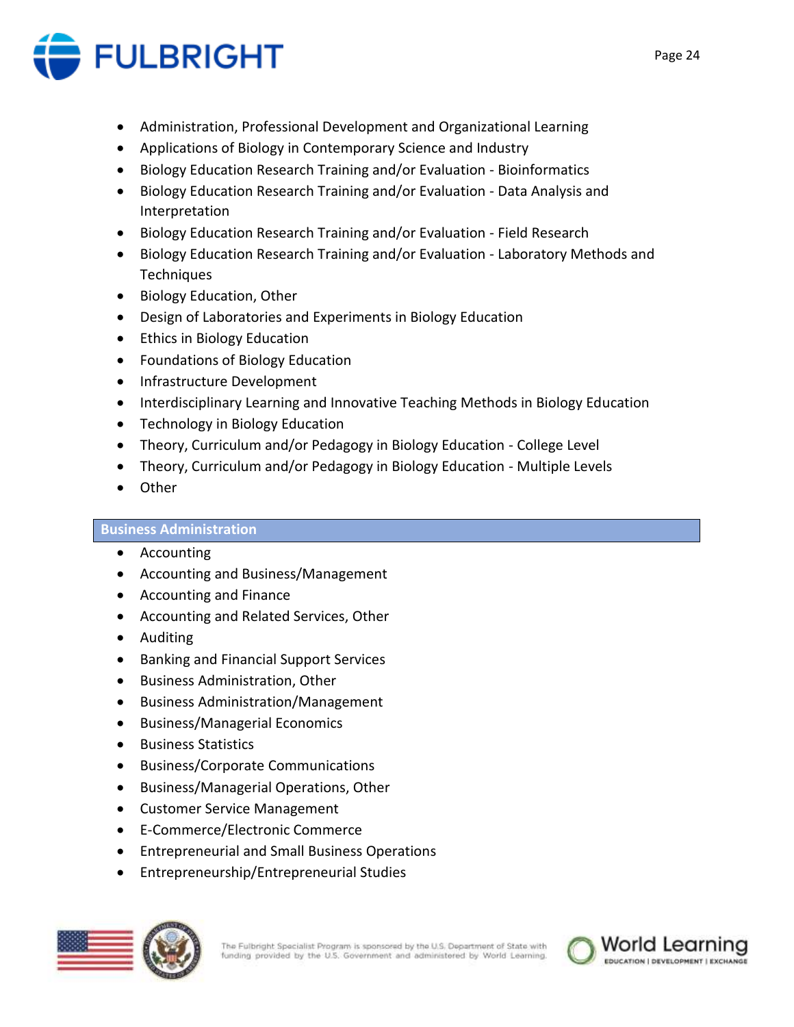- Administration, Professional Development and Organizational Learning
- Applications of Biology in Contemporary Science and Industry
- Biology Education Research Training and/or Evaluation - Bioinformatics
- Biology Education Research Training and/or Evaluation - Data Analysis and Interpretation
- Biology Education Research Training and/or Evaluation - Field Research
- Biology Education Research Training and/or Evaluation - Laboratory Methods and Techniques
- Biology Education, Other
- Design of Laboratories and Experiments in Biology Education
- Ethics in Biology Education
- Foundations of Biology Education
- Infrastructure Development
- Interdisciplinary Learning and Innovative Teaching Methods in Biology Education
- Technology in Biology Education
- Theory, Curriculum and/or Pedagogy in Biology Education - College Level
- Theory, Curriculum and/or Pedagogy in Biology Education - Multiple Levels
- Other

## Business Administration

- Accounting
- Accounting and Business/Management
- Accounting and Finance
- Accounting and Related Services, Other
- Auditing
- Banking and Financial Support Services
- Business Administration, Other
- Business Administration/Management
- Business/Managerial Economics
- Business Statistics
- Business/Corporate Communications
- Business/Managerial Operations, Other
- Customer Service Management
- E-Commerce/Electronic Commerce
- Entrepreneurial and Small Business Operations
- Entrepreneurship/Entrepreneurial Studies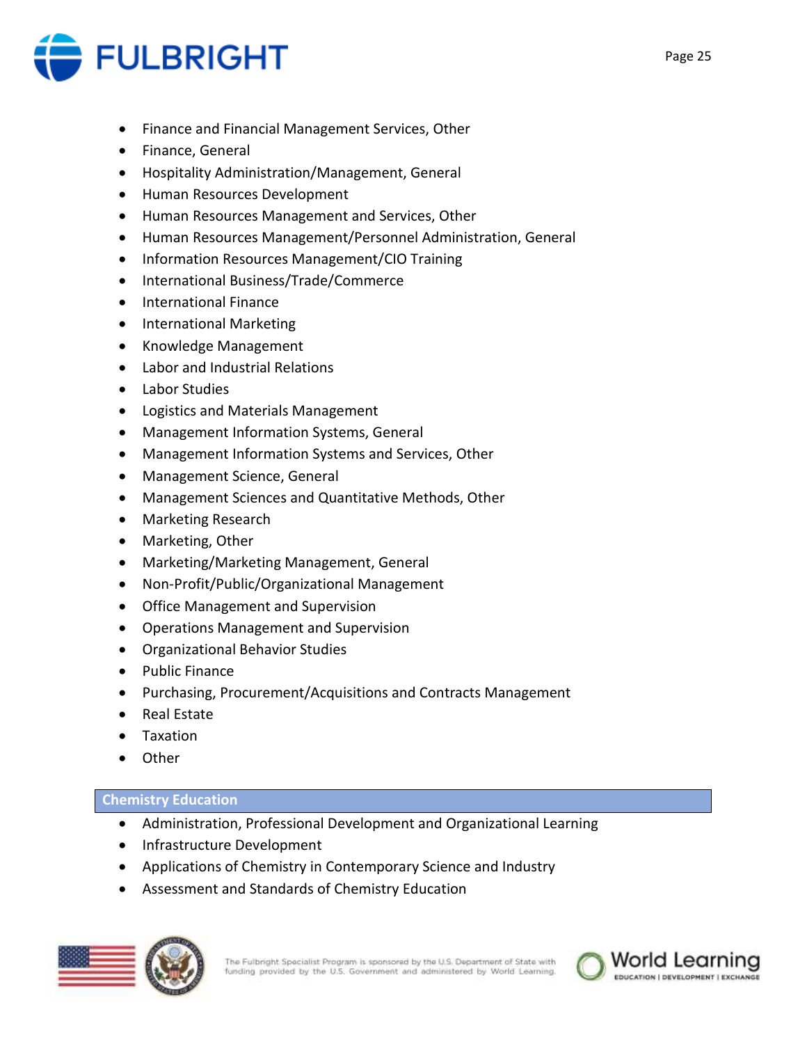- Finance and Financial Management Services, Other
- Finance, General
- Hospitality Administration/Management, General
- Human Resources Development
- Human Resources Management and Services, Other
- Human Resources Management/Personnel Administration, General
- Information Resources Management/CIO Training
- International Business/Trade/Commerce
- International Finance
- International Marketing
- Knowledge Management
- Labor and Industrial Relations
- Labor Studies
- Logistics and Materials Management
- Management Information Systems, General
- Management Information Systems and Services, Other
- Management Science, General
- Management Sciences and Quantitative Methods, Other
- Marketing Research
- Marketing, Other
- Marketing/Marketing Management, General
- Non-Profit/Public/Organizational Management
- Office Management and Supervision
- Operations Management and Supervision
- Organizational Behavior Studies
- Public Finance
- Purchasing, Procurement/Acquisitions and Contracts Management
- Real Estate
- Taxation
- Other

## Chemistry Education

- Administration, Professional Development and Organizational Learning
- Infrastructure Development
- Applications of Chemistry in Contemporary Science and Industry
- Assessment and Standards of Chemistry Education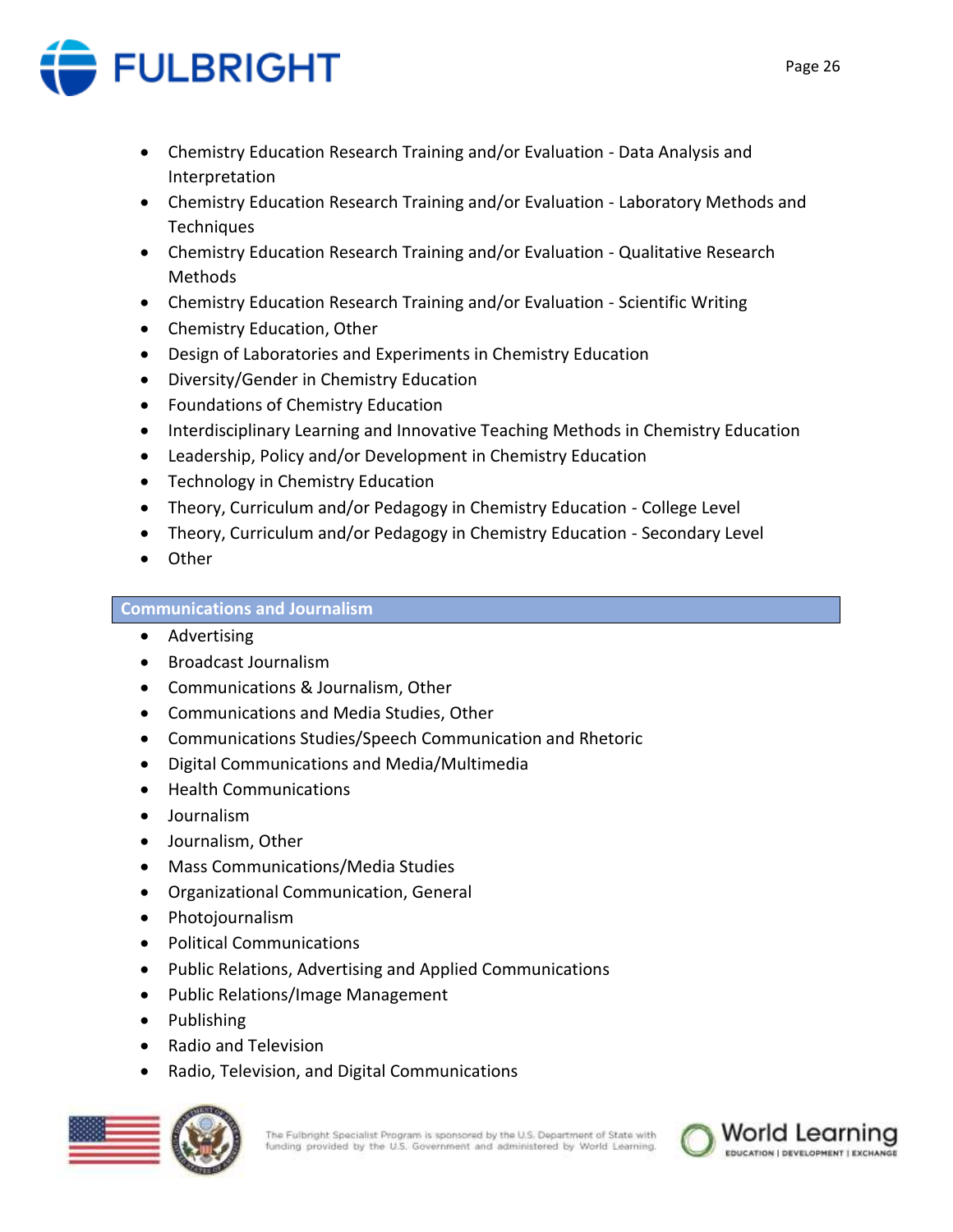- Chemistry Education Research Training and/or Evaluation - Data Analysis and Interpretation
- Chemistry Education Research Training and/or Evaluation - Laboratory Methods and Techniques
- Chemistry Education Research Training and/or Evaluation - Qualitative Research Methods
- Chemistry Education Research Training and/or Evaluation - Scientific Writing
- Chemistry Education, Other
- Design of Laboratories and Experiments in Chemistry Education
- Diversity/Gender in Chemistry Education
- Foundations of Chemistry Education
- Interdisciplinary Learning and Innovative Teaching Methods in Chemistry Education
- Leadership, Policy and/or Development in Chemistry Education
- Technology in Chemistry Education
- Theory, Curriculum and/or Pedagogy in Chemistry Education - College Level
- Theory, Curriculum and/or Pedagogy in Chemistry Education - Secondary Level
- Other

## Communications and Journalism

- Advertising
- Broadcast Journalism
- Communications & Journalism, Other
- Communications and Media Studies, Other
- Communications Studies/Speech Communication and Rhetoric
- Digital Communications and Media/Multimedia
- Health Communications
- Journalism
- Journalism, Other
- Mass Communications/Media Studies
- Organizational Communication, General
- Photojournalism
- Political Communications
- Public Relations, Advertising and Applied Communications
- Public Relations/Image Management
- Publishing
- Radio and Television
- Radio, Television, and Digital Communications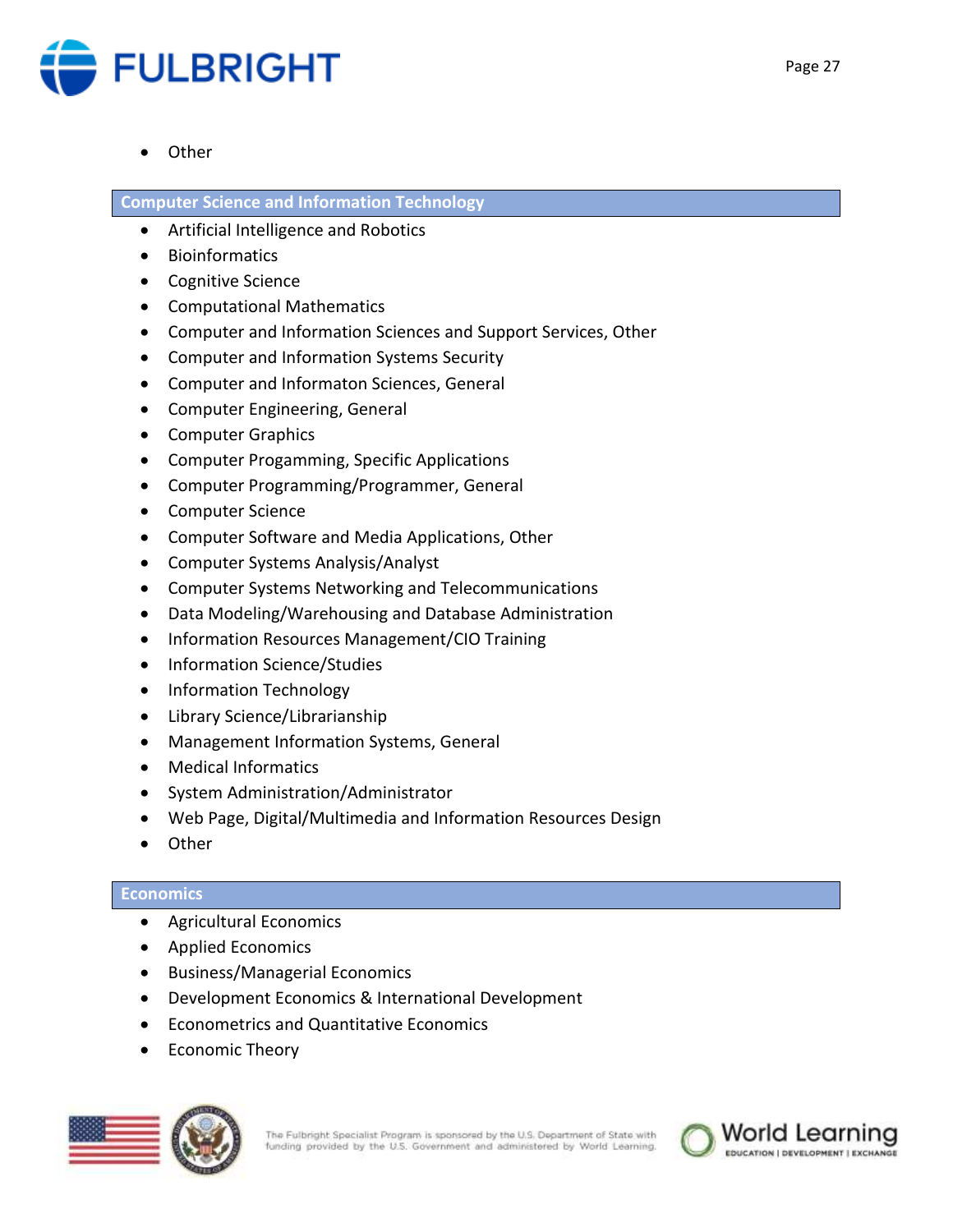- Other

## Computer Science and Information Technology

- Artificial Intelligence and Robotics
- Bioinformatics
- Cognitive Science
- Computational Mathematics
- Computer and Information Sciences and Support Services, Other
- Computer and Information Systems Security
- Computer and Informaton Sciences, General
- Computer Engineering, General
- Computer Graphics
- Computer Progamming, Specific Applications
- Computer Programming/Programmer, General
- Computer Science
- Computer Software and Media Applications, Other
- Computer Systems Analysis/Analyst
- Computer Systems Networking and Telecommunications
- Data Modeling/Warehousing and Database Administration
- Information Resources Management/CIO Training
- Information Science/Studies
- Information Technology
- Library Science/Librarianship
- Management Information Systems, General
- Medical Informatics
- System Administration/Administrator
- Web Page, Digital/Multimedia and Information Resources Design
- Other

## Economics

- Agricultural Economics
- Applied Economics
- Business/Managerial Economics
- Development Economics & International Development
- Econometrics and Quantitative Economics
- Economic Theory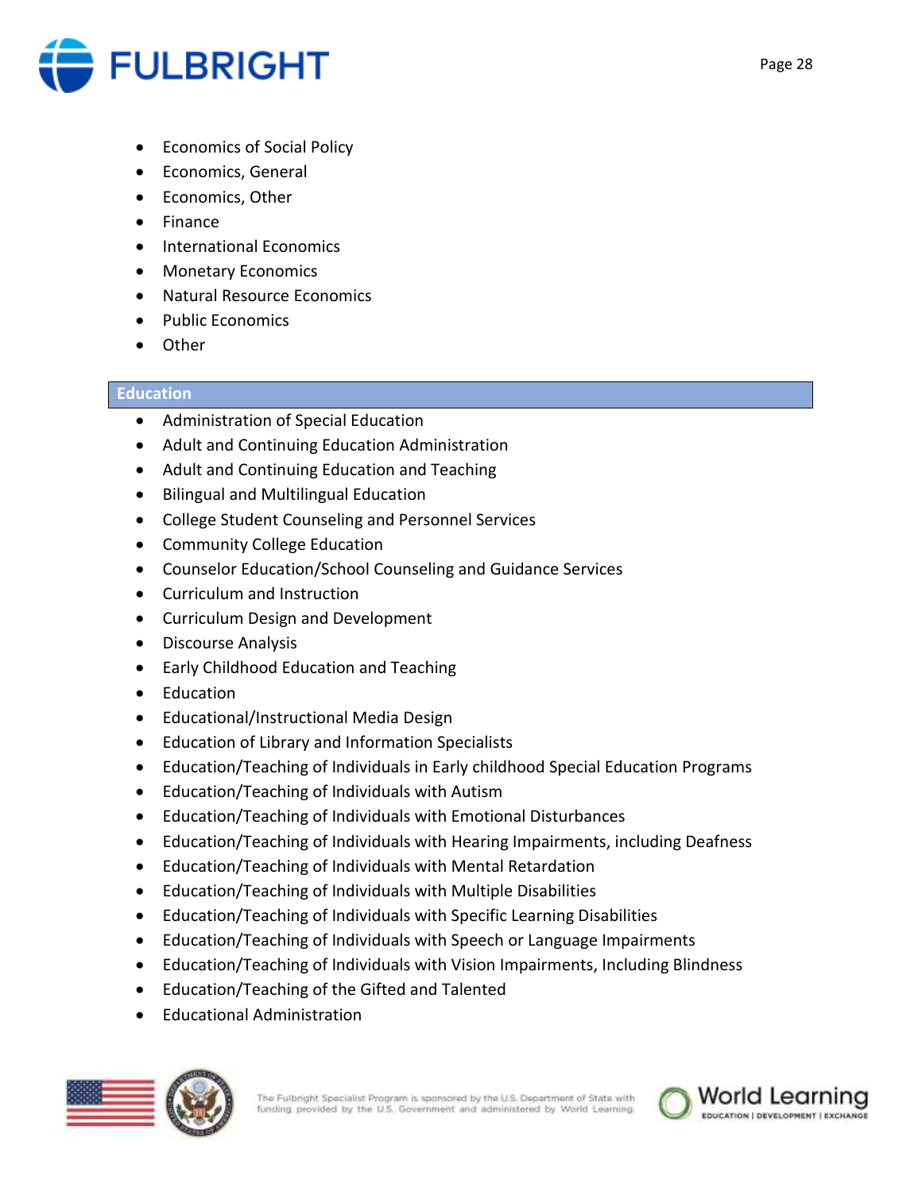- Economics of Social Policy
- Economics, General
- Economics, Other
- Finance
- International Economics
- Monetary Economics
- Natural Resource Economics
- Public Economics
- Other

## Education

- Administration of Special Education
- Adult and Continuing Education Administration
- Adult and Continuing Education and Teaching
- Bilingual and Multilingual Education
- College Student Counseling and Personnel Services
- Community College Education
- Counselor Education/School Counseling and Guidance Services
- Curriculum and Instruction
- Curriculum Design and Development
- Discourse Analysis
- Early Childhood Education and Teaching
- Education
- Educational/Instructional Media Design
- Education of Library and Information Specialists
- Education/Teaching of Individuals in Early childhood Special Education Programs
- Education/Teaching of Individuals with Autism
- Education/Teaching of Individuals with Emotional Disturbances
- Education/Teaching of Individuals with Hearing Impairments, including Deafness
- Education/Teaching of Individuals with Mental Retardation
- Education/Teaching of Individuals with Multiple Disabilities
- Education/Teaching of Individuals with Specific Learning Disabilities
- Education/Teaching of Individuals with Speech or Language Impairments
- Education/Teaching of Individuals with Vision Impairments, Including Blindness
- Education/Teaching of the Gifted and Talented
- Educational Administration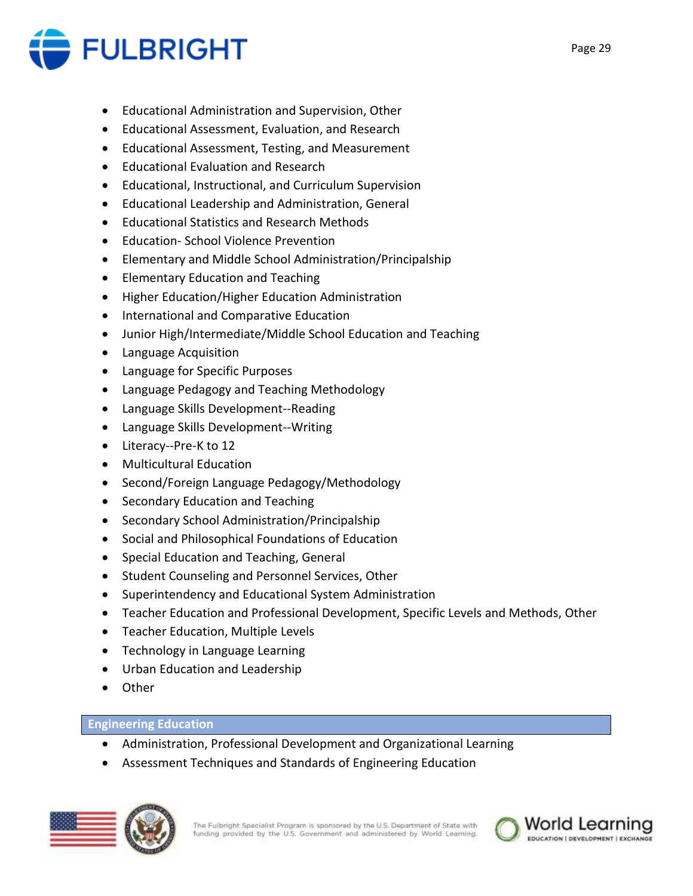- Educational Administration and Supervision, Other
- Educational Assessment, Evaluation, and Research
- Educational Assessment, Testing, and Measurement
- Educational Evaluation and Research
- Educational, Instructional, and Curriculum Supervision
- Educational Leadership and Administration, General
- Educational Statistics and Research Methods
- Education- School Violence Prevention
- Elementary and Middle School Administration/Principalship
- Elementary Education and Teaching
- Higher Education/Higher Education Administration
- International and Comparative Education
- Junior High/Intermediate/Middle School Education and Teaching
- Language Acquisition
- Language for Specific Purposes
- Language Pedagogy and Teaching Methodology
- Language Skills Development--Reading
- Language Skills Development--Writing
- Literacy--Pre-K to 12
- Multicultural Education
- Second/Foreign Language Pedagogy/Methodology
- Secondary Education and Teaching
- Secondary School Administration/Principalship
- Social and Philosophical Foundations of Education
- Special Education and Teaching, General
- Student Counseling and Personnel Services, Other
- Superintendency and Educational System Administration
- Teacher Education and Professional Development, Specific Levels and Methods, Other
- Teacher Education, Multiple Levels
- Technology in Language Learning
- Urban Education and Leadership
- Other

## Engineering Education

- Administration, Professional Development and Organizational Learning
- Assessment Techniques and Standards of Engineering Education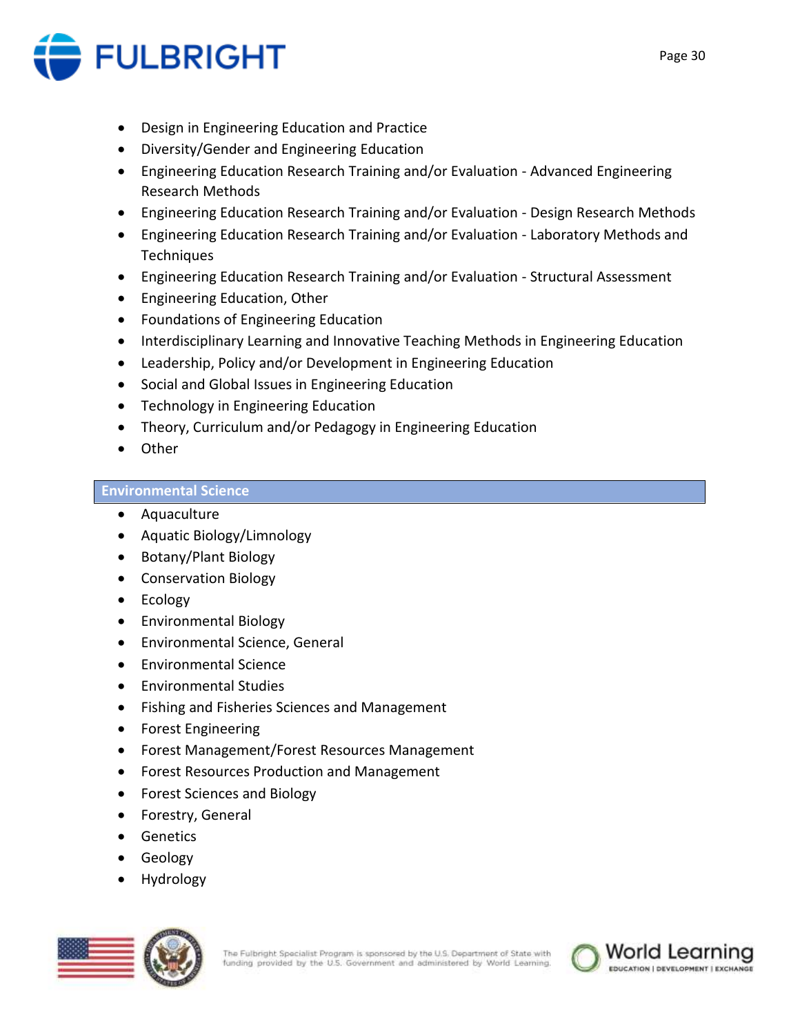- Design in Engineering Education and Practice
- Diversity/Gender and Engineering Education
- Engineering Education Research Training and/or Evaluation - Advanced Engineering Research Methods
- Engineering Education Research Training and/or Evaluation - Design Research Methods
- Engineering Education Research Training and/or Evaluation - Laboratory Methods and Techniques
- Engineering Education Research Training and/or Evaluation - Structural Assessment
- Engineering Education, Other
- Foundations of Engineering Education
- Interdisciplinary Learning and Innovative Teaching Methods in Engineering Education
- Leadership, Policy and/or Development in Engineering Education
- Social and Global Issues in Engineering Education
- Technology in Engineering Education
- Theory, Curriculum and/or Pedagogy in Engineering Education
- Other

## Environmental Science

- Aquaculture
- Aquatic Biology/Limnology
- Botany/Plant Biology
- Conservation Biology
- Ecology
- Environmental Biology
- Environmental Science, General
- Environmental Science
- Environmental Studies
- Fishing and Fisheries Sciences and Management
- Forest Engineering
- Forest Management/Forest Resources Management
- Forest Resources Production and Management
- Forest Sciences and Biology
- Forestry, General
- Genetics
- Geology
- Hydrology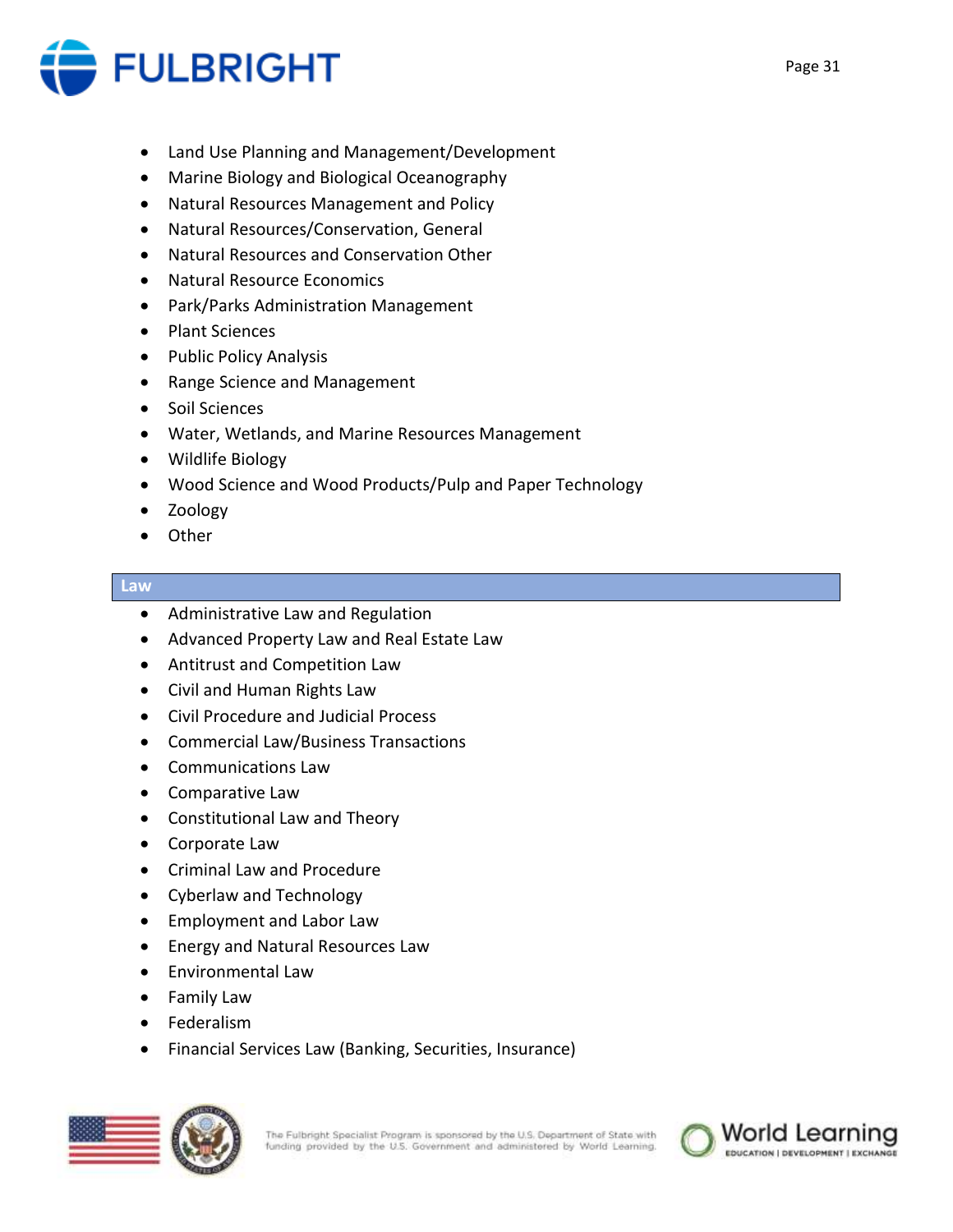- Land Use Planning and Management/Development
- Marine Biology and Biological Oceanography
- Natural Resources Management and Policy
- Natural Resources/Conservation, General
- Natural Resources and Conservation Other
- Natural Resource Economics
- Park/Parks Administration Management
- Plant Sciences
- Public Policy Analysis
- Range Science and Management
- Soil Sciences
- Water, Wetlands, and Marine Resources Management
- Wildlife Biology
- Wood Science and Wood Products/Pulp and Paper Technology
- Zoology
- Other

## Law

- Administrative Law and Regulation
- Advanced Property Law and Real Estate Law
- Antitrust and Competition Law
- Civil and Human Rights Law
- Civil Procedure and Judicial Process
- Commercial Law/Business Transactions
- Communications Law
- Comparative Law
- Constitutional Law and Theory
- Corporate Law
- Criminal Law and Procedure
- Cyberlaw and Technology
- Employment and Labor Law
- Energy and Natural Resources Law
- Environmental Law
- Family Law
- Federalism
- Financial Services Law (Banking, Securities, Insurance)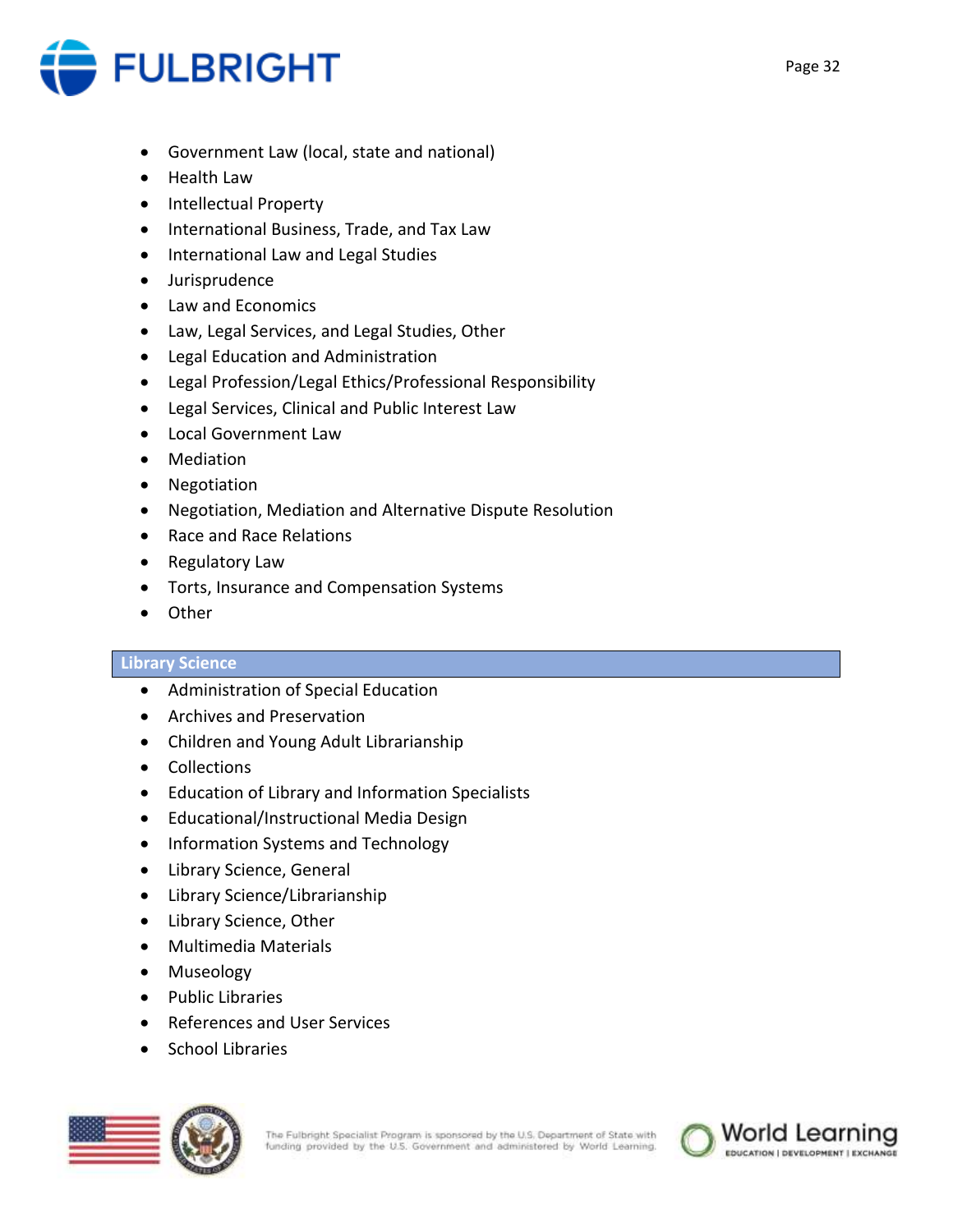- Government Law (local, state and national)
- Health Law
- Intellectual Property
- International Business, Trade, and Tax Law
- International Law and Legal Studies
- Jurisprudence
- Law and Economics
- Law, Legal Services, and Legal Studies, Other
- Legal Education and Administration
- Legal Profession/Legal Ethics/Professional Responsibility
- Legal Services, Clinical and Public Interest Law
- Local Government Law
- Mediation
- Negotiation
- Negotiation, Mediation and Alternative Dispute Resolution
- Race and Race Relations
- Regulatory Law
- Torts, Insurance and Compensation Systems
- Other

## Library Science

- Administration of Special Education
- Archives and Preservation
- Children and Young Adult Librarianship
- Collections
- Education of Library and Information Specialists
- Educational/Instructional Media Design
- Information Systems and Technology
- Library Science, General
- Library Science/Librarianship
- Library Science, Other
- Multimedia Materials
- Museology
- Public Libraries
- References and User Services
- School Libraries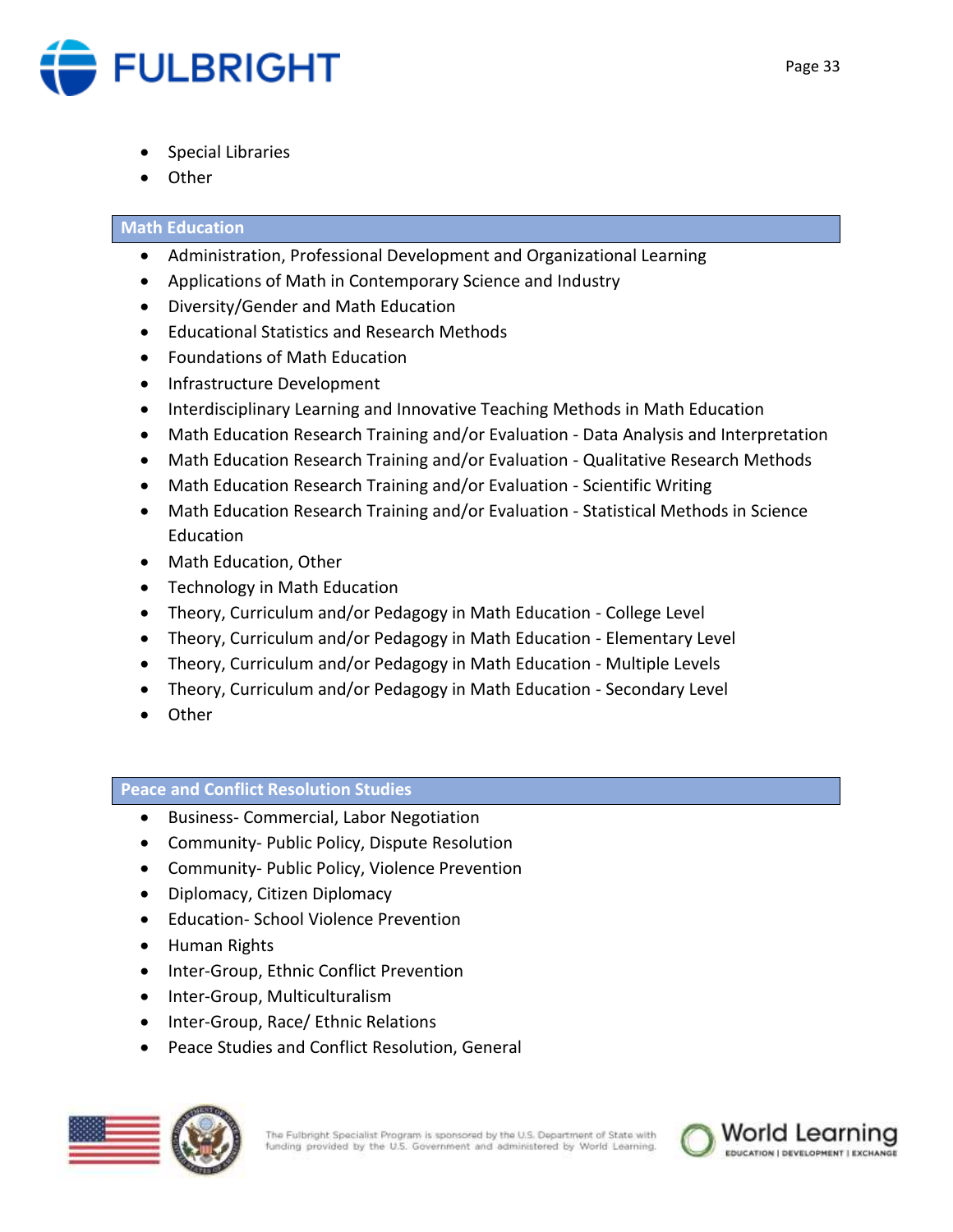- Special Libraries
- Other

## Math Education

- Administration, Professional Development and Organizational Learning
- Applications of Math in Contemporary Science and Industry
- Diversity/Gender and Math Education
- Educational Statistics and Research Methods
- Foundations of Math Education
- Infrastructure Development
- Interdisciplinary Learning and Innovative Teaching Methods in Math Education
- Math Education Research Training and/or Evaluation - Data Analysis and Interpretation
- Math Education Research Training and/or Evaluation - Qualitative Research Methods
- Math Education Research Training and/or Evaluation - Scientific Writing
- Math Education Research Training and/or Evaluation - Statistical Methods in Science Education
- Math Education, Other
- Technology in Math Education
- Theory, Curriculum and/or Pedagogy in Math Education - College Level
- Theory, Curriculum and/or Pedagogy in Math Education - Elementary Level
- Theory, Curriculum and/or Pedagogy in Math Education - Multiple Levels
- Theory, Curriculum and/or Pedagogy in Math Education - Secondary Level
- Other

## Peace and Conflict Resolution Studies

- Business- Commercial, Labor Negotiation
- Community- Public Policy, Dispute Resolution
- Community- Public Policy, Violence Prevention
- Diplomacy, Citizen Diplomacy
- Education- School Violence Prevention
- Human Rights
- Inter-Group, Ethnic Conflict Prevention
- Inter-Group, Multiculturalism
- Inter-Group, Race/ Ethnic Relations
- Peace Studies and Conflict Resolution, General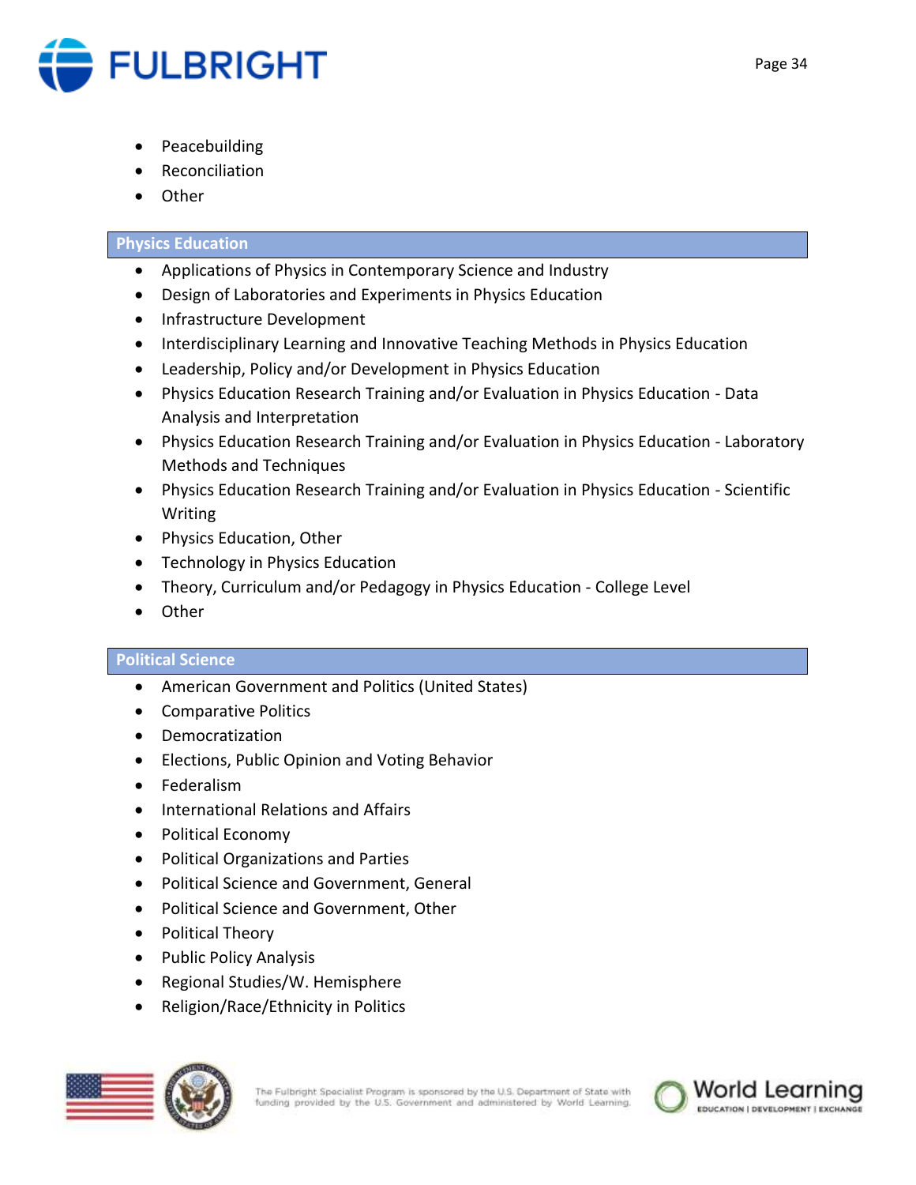- Peacebuilding
- Reconciliation
- Other

### Physics Education

- Applications of Physics in Contemporary Science and Industry
- Design of Laboratories and Experiments in Physics Education
- Infrastructure Development
- Interdisciplinary Learning and Innovative Teaching Methods in Physics Education
- Leadership, Policy and/or Development in Physics Education
- Physics Education Research Training and/or Evaluation in Physics Education - Data Analysis and Interpretation
- Physics Education Research Training and/or Evaluation in Physics Education - Laboratory Methods and Techniques
- Physics Education Research Training and/or Evaluation in Physics Education - Scientific Writing
- Physics Education, Other
- Technology in Physics Education
- Theory, Curriculum and/or Pedagogy in Physics Education - College Level
- Other

### Political Science

- American Government and Politics (United States)
- Comparative Politics
- Democratization
- Elections, Public Opinion and Voting Behavior
- Federalism
- International Relations and Affairs
- Political Economy
- Political Organizations and Parties
- Political Science and Government, General
- Political Science and Government, Other
- Political Theory
- Public Policy Analysis
- Regional Studies/W. Hemisphere
- Religion/Race/Ethnicity in Politics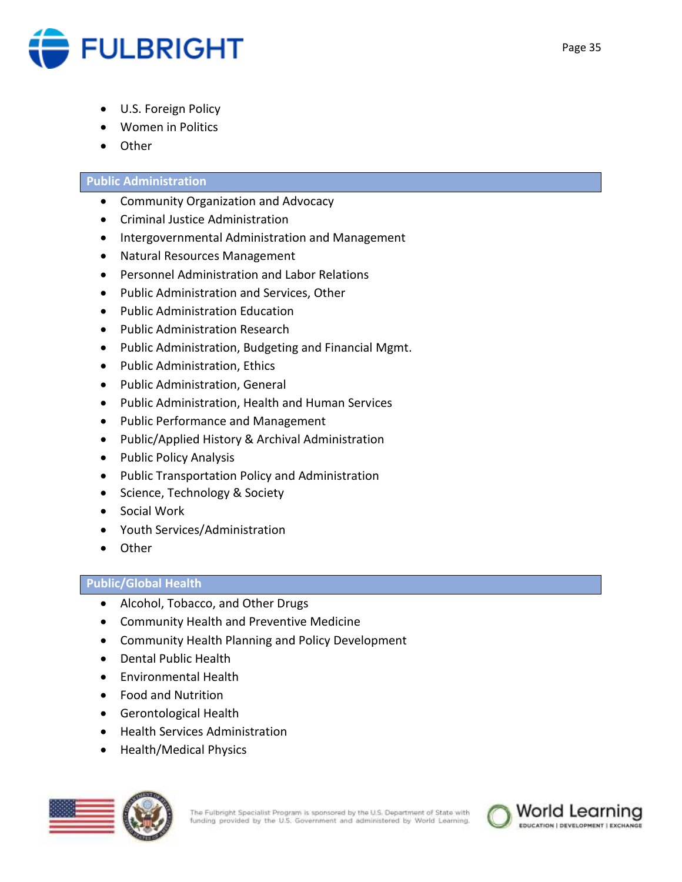- U.S. Foreign Policy
- Women in Politics
- Other

## Public Administration

- Community Organization and Advocacy
- Criminal Justice Administration
- Intergovernmental Administration and Management
- Natural Resources Management
- Personnel Administration and Labor Relations
- Public Administration and Services, Other
- Public Administration Education
- Public Administration Research
- Public Administration, Budgeting and Financial Mgmt.
- Public Administration, Ethics
- Public Administration, General
- Public Administration, Health and Human Services
- Public Performance and Management
- Public/Applied History & Archival Administration
- Public Policy Analysis
- Public Transportation Policy and Administration
- Science, Technology & Society
- Social Work
- Youth Services/Administration
- Other

## Public/Global Health

- Alcohol, Tobacco, and Other Drugs
- Community Health and Preventive Medicine
- Community Health Planning and Policy Development
- Dental Public Health
- Environmental Health
- Food and Nutrition
- Gerontological Health
- Health Services Administration
- Health/Medical Physics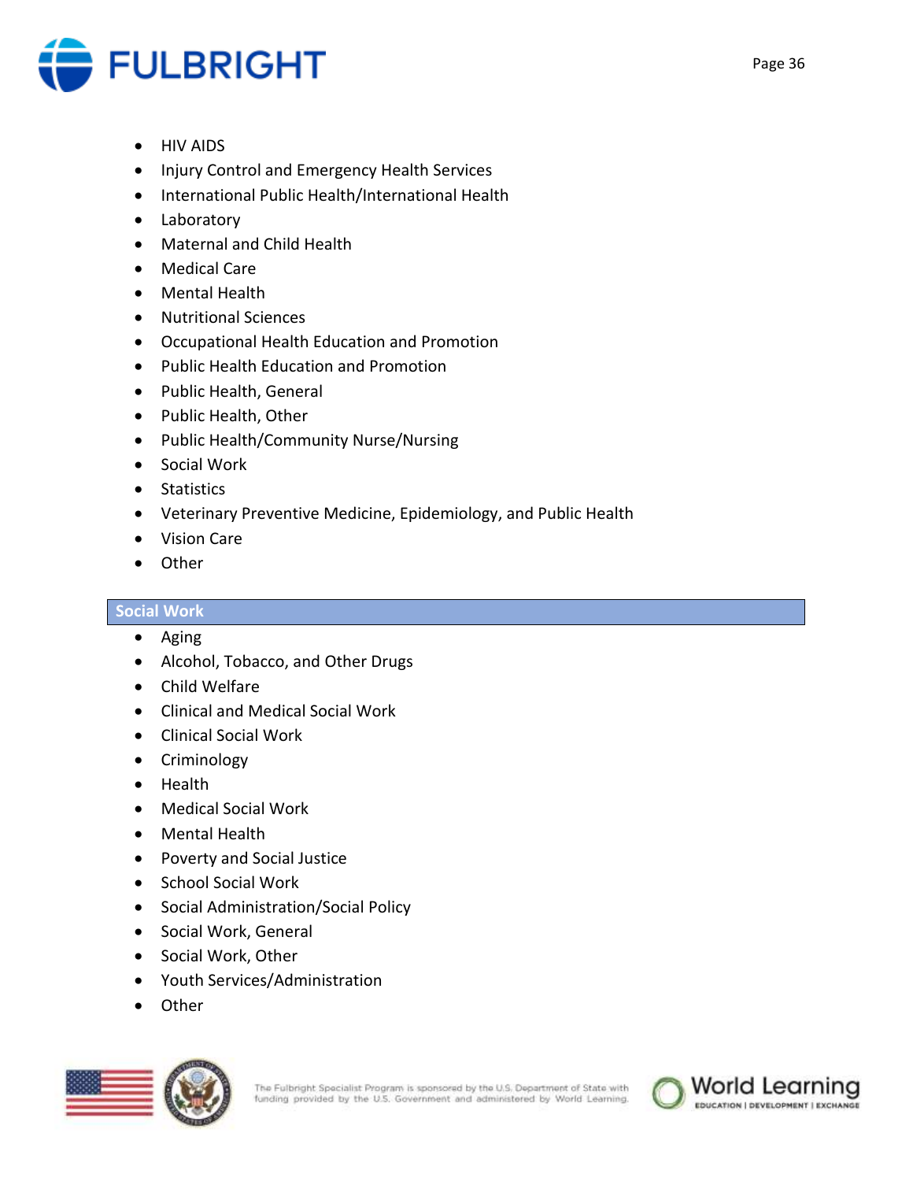- HIV AIDS
- Injury Control and Emergency Health Services
- International Public Health/International Health
- Laboratory
- Maternal and Child Health
- Medical Care
- Mental Health
- Nutritional Sciences
- Occupational Health Education and Promotion
- Public Health Education and Promotion
- Public Health, General
- Public Health, Other
- Public Health/Community Nurse/Nursing
- Social Work
- Statistics
- Veterinary Preventive Medicine, Epidemiology, and Public Health
- Vision Care
- Other

## Social Work

- Aging
- Alcohol, Tobacco, and Other Drugs
- Child Welfare
- Clinical and Medical Social Work
- Clinical Social Work
- Criminology
- Health
- Medical Social Work
- Mental Health
- Poverty and Social Justice
- School Social Work
- Social Administration/Social Policy
- Social Work, General
- Social Work, Other
- Youth Services/Administration
- Other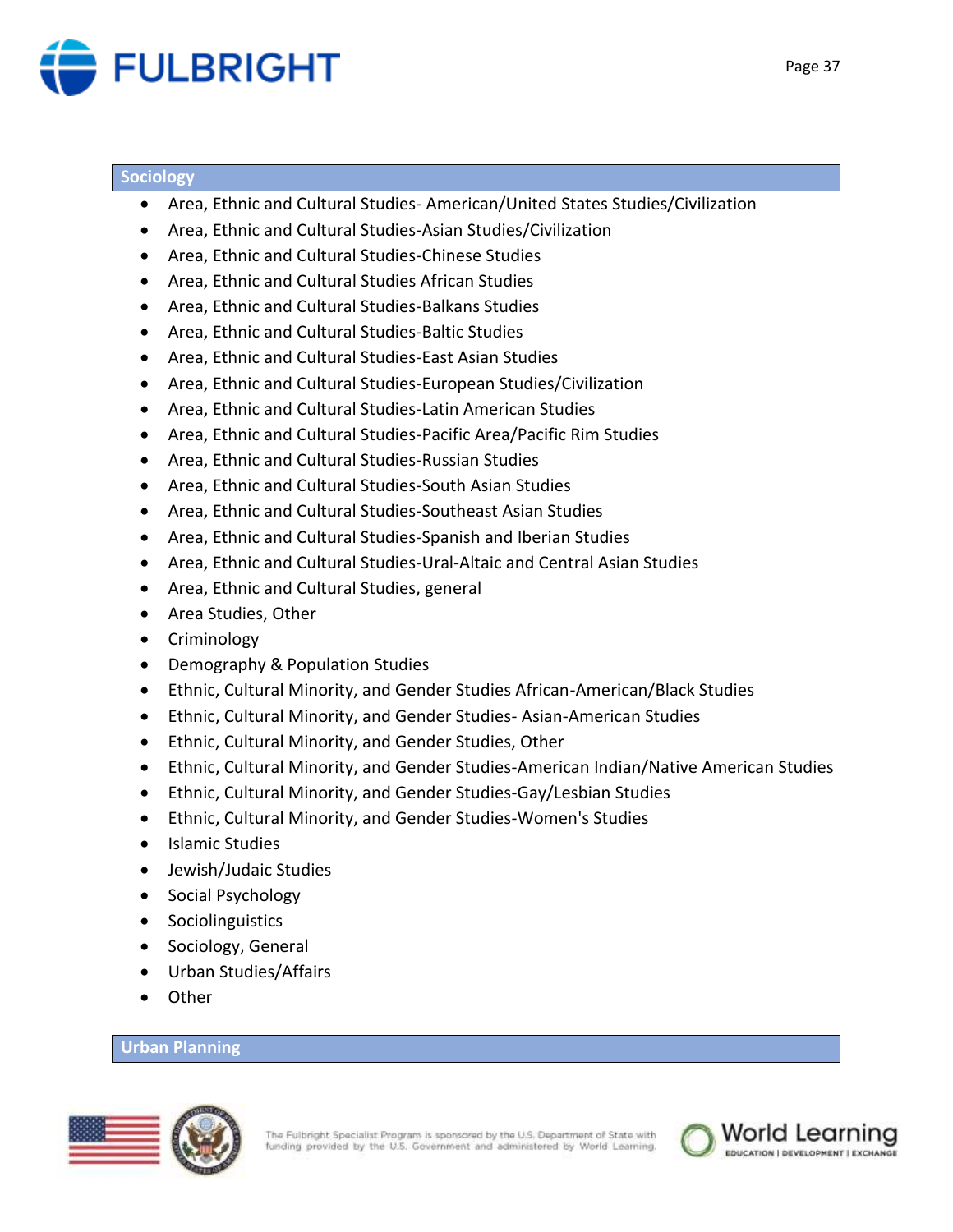## Sociology

- Area, Ethnic and Cultural Studies- American/United States Studies/Civilization
- Area, Ethnic and Cultural Studies-Asian Studies/Civilization
- Area, Ethnic and Cultural Studies-Chinese Studies
- Area, Ethnic and Cultural Studies African Studies
- Area, Ethnic and Cultural Studies-Balkans Studies
- Area, Ethnic and Cultural Studies-Baltic Studies
- Area, Ethnic and Cultural Studies-East Asian Studies
- Area, Ethnic and Cultural Studies-European Studies/Civilization
- Area, Ethnic and Cultural Studies-Latin American Studies
- Area, Ethnic and Cultural Studies-Pacific Area/Pacific Rim Studies
- Area, Ethnic and Cultural Studies-Russian Studies
- Area, Ethnic and Cultural Studies-South Asian Studies
- Area, Ethnic and Cultural Studies-Southeast Asian Studies
- Area, Ethnic and Cultural Studies-Spanish and Iberian Studies
- Area, Ethnic and Cultural Studies-Ural-Altaic and Central Asian Studies
- Area, Ethnic and Cultural Studies, general
- Area Studies, Other
- Criminology
- Demography & Population Studies
- Ethnic, Cultural Minority, and Gender Studies African-American/Black Studies
- Ethnic, Cultural Minority, and Gender Studies- Asian-American Studies
- Ethnic, Cultural Minority, and Gender Studies, Other
- Ethnic, Cultural Minority, and Gender Studies-American Indian/Native American Studies
- Ethnic, Cultural Minority, and Gender Studies-Gay/Lesbian Studies
- Ethnic, Cultural Minority, and Gender Studies-Women's Studies
- Islamic Studies
- Jewish/Judaic Studies
- Social Psychology
- Sociolinguistics
- Sociology, General
- Urban Studies/Affairs
- Other

## Urban Planning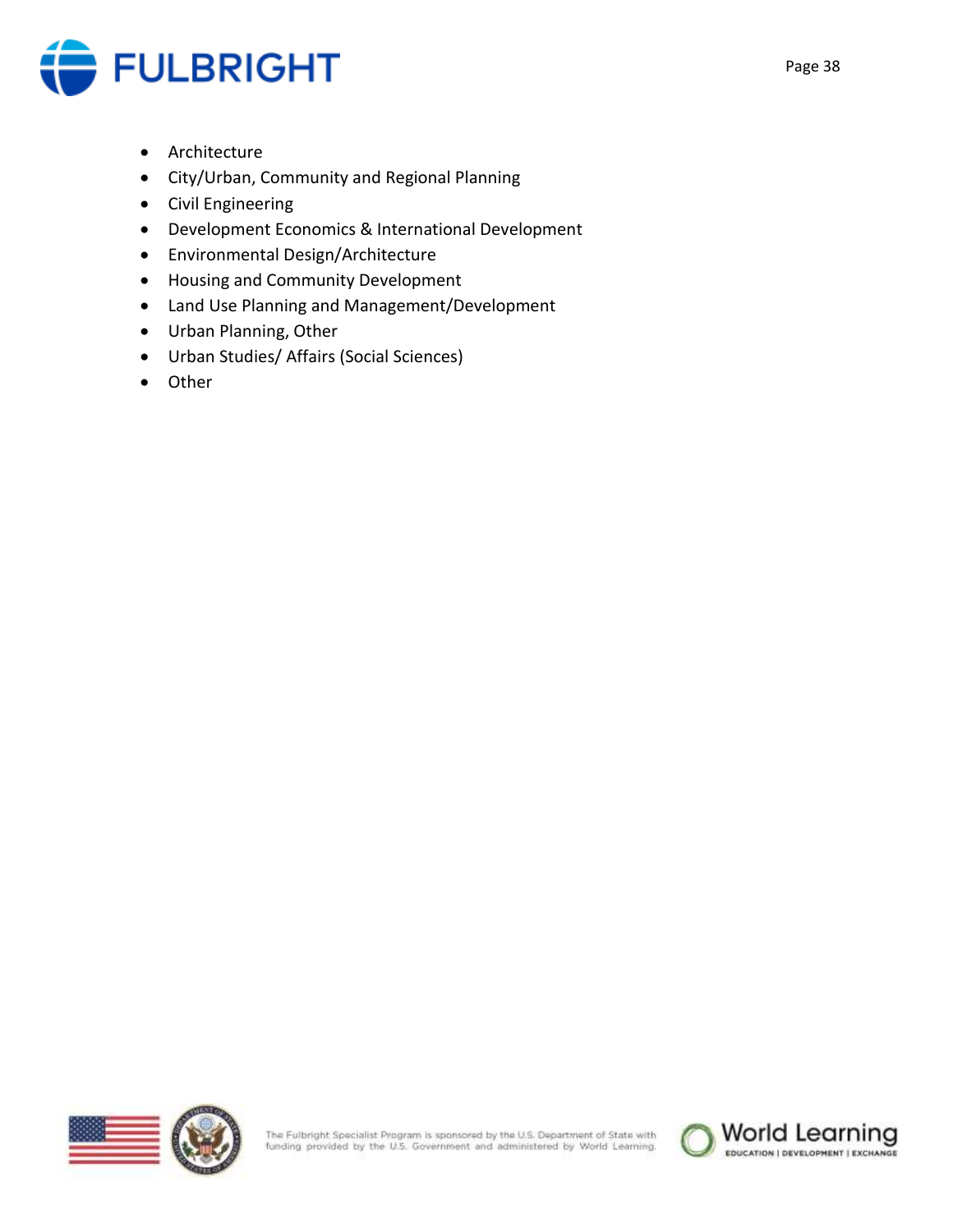- Architecture
- City/Urban, Community and Regional Planning
- Civil Engineering
- Development Economics & International Development
- Environmental Design/Architecture
- Housing and Community Development
- Land Use Planning and Management/Development
- Urban Planning, Other
- Urban Studies/ Affairs (Social Sciences)
- Other